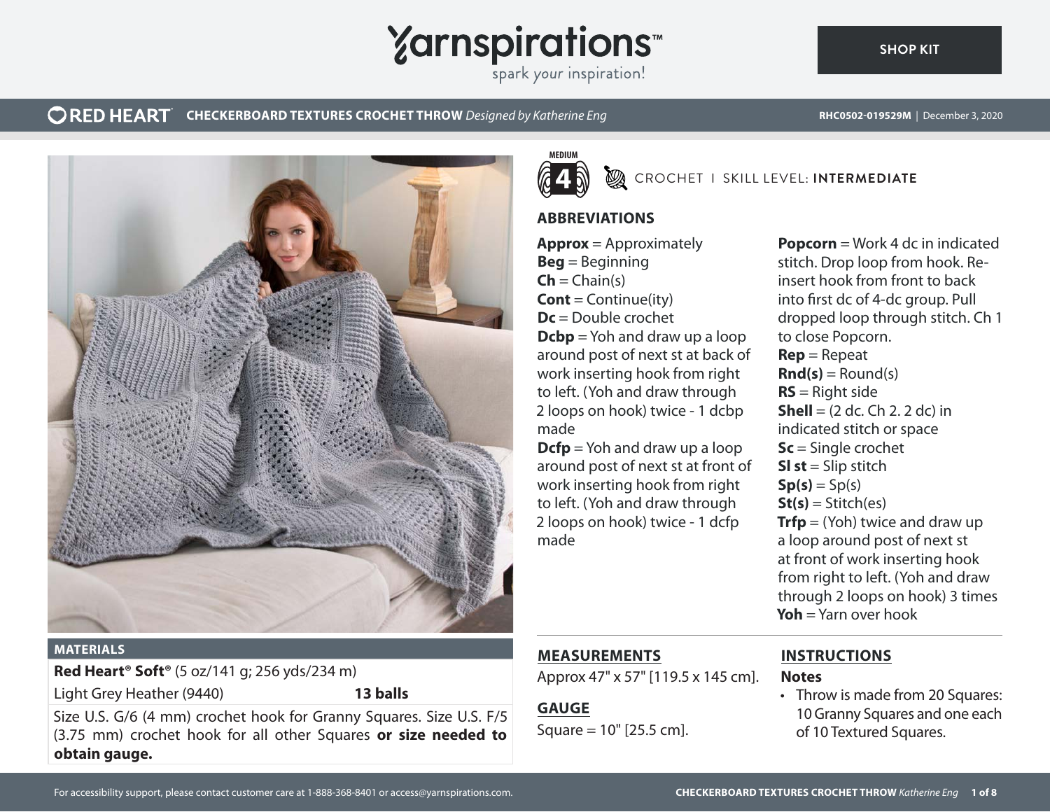# RED HEART CHECKERBOARD TEXTURES CROCHET THROW *Designed by Katherine Eng*

RHC0502-019529M | December 3, 2020

MEDIUM 4

CROCHET | SKILL LEVEL: **INTERMEDIATE**

## MATERIALS

**Red Heart® Soft®** (5 oz/141 g; 256 yds/234 m)

| Light Grey Heather (9440) | **13 balls** |
| --- | --- |

Size U.S. G/6 (4 mm) crochet hook for Granny Squares. Size U.S. F/5 (3.75 mm) crochet hook for all other Squares **or size needed to obtain gauge.**

## ABBREVIATIONS

**Approx** = Approximately
**Beg** = Beginning
**Ch** = Chain(s)
**Cont** = Continue(ity)
**Dc** = Double crochet
**Dcbp** = Yoh and draw up a loop around post of next st at back of work inserting hook from right to left. (Yoh and draw through 2 loops on hook) twice - 1 dcbp made
**Dcfp** = Yoh and draw up a loop around post of next st at front of work inserting hook from right to left. (Yoh and draw through 2 loops on hook) twice - 1 dcfp made
**Popcorn** = Work 4 dc in indicated stitch. Drop loop from hook. Re-insert hook from front to back into first dc of 4-dc group. Pull dropped loop through stitch. Ch 1 to close Popcorn.
**Rep** = Repeat
**Rnd(s)** = Round(s)
**RS** = Right side
**Shell** = (2 dc. Ch 2. 2 dc) in indicated stitch or space
**Sc** = Single crochet
**Sl st** = Slip stitch
**Sp(s)** = Sp(s)
**St(s)** = Stitch(es)
**Trfp** = (Yoh) twice and draw up a loop around post of next st at front of work inserting hook from right to left. (Yoh and draw through 2 loops on hook) 3 times
**Yoh** = Yarn over hook

## MEASUREMENTS

Approx 47" x 57" [119.5 x 145 cm].

## GAUGE

Square = 10" [25.5 cm].

## INSTRUCTIONS

### Notes

- Throw is made from 20 Squares: 10 Granny Squares and one each of 10 Textured Squares.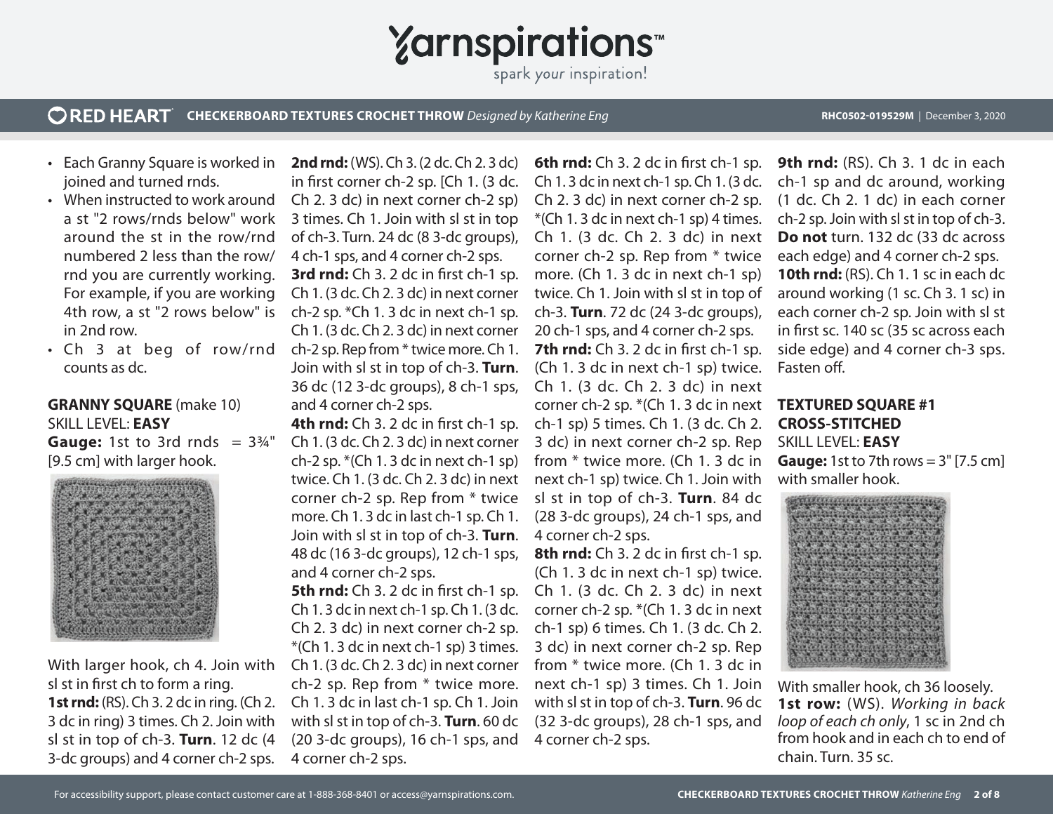- Each Granny Square is worked in joined and turned rnds.
- When instructed to work around a st "2 rows/rnds below" work around the st in the row/rnd numbered 2 less than the row/rnd you are currently working. For example, if you are working 4th row, a st "2 rows below" is in 2nd row.
- Ch 3 at beg of row/rnd counts as dc.

**GRANNY SQUARE** (make 10)
SKILL LEVEL: **EASY**
**Gauge:** 1st to 3rd rnds = 3¾" [9.5 cm] with larger hook.

With larger hook, ch 4. Join with sl st in first ch to form a ring.

**1st rnd:** (RS). Ch 3. 2 dc in ring. (Ch 2. 3 dc in ring) 3 times. Ch 2. Join with sl st in top of ch-3. **Turn**. 12 dc (4 3-dc groups) and 4 corner ch-2 sps.

**2nd rnd:** (WS). Ch 3. (2 dc. Ch 2. 3 dc) in first corner ch-2 sp. [Ch 1. (3 dc. Ch 2. 3 dc) in next corner ch-2 sp) 3 times. Ch 1. Join with sl st in top of ch-3. Turn. 24 dc (8 3-dc groups), 4 ch-1 sps, and 4 corner ch-2 sps.

**3rd rnd:** Ch 3. 2 dc in first ch-1 sp. Ch 1. (3 dc. Ch 2. 3 dc) in next corner ch-2 sp. *Ch 1. 3 dc in next ch-1 sp. Ch 1. (3 dc. Ch 2. 3 dc) in next corner ch-2 sp. Rep from * twice more. Ch 1. Join with sl st in top of ch-3. **Turn**. 36 dc (12 3-dc groups), 8 ch-1 sps, and 4 corner ch-2 sps.

**4th rnd:** Ch 3. 2 dc in first ch-1 sp. Ch 1. (3 dc. Ch 2. 3 dc) in next corner ch-2 sp. *(Ch 1. 3 dc in next ch-1 sp) twice. Ch 1. (3 dc. Ch 2. 3 dc) in next corner ch-2 sp. Rep from * twice more. Ch 1. 3 dc in last ch-1 sp. Ch 1. Join with sl st in top of ch-3. **Turn**. 48 dc (16 3-dc groups), 12 ch-1 sps, and 4 corner ch-2 sps.

**5th rnd:** Ch 3. 2 dc in first ch-1 sp. Ch 1. 3 dc in next ch-1 sp. Ch 1. (3 dc. Ch 2. 3 dc) in next corner ch-2 sp. *(Ch 1. 3 dc in next ch-1 sp) 3 times. Ch 1. (3 dc. Ch 2. 3 dc) in next corner ch-2 sp. Rep from * twice more. Ch 1. 3 dc in last ch-1 sp. Ch 1. Join with sl st in top of ch-3. **Turn**. 60 dc (20 3-dc groups), 16 ch-1 sps, and 4 corner ch-2 sps.

**6th rnd:** Ch 3. 2 dc in first ch-1 sp. Ch 1. 3 dc in next ch-1 sp. Ch 1. (3 dc. Ch 2. 3 dc) in next corner ch-2 sp. *(Ch 1. 3 dc in next ch-1 sp) 4 times. Ch 1. (3 dc. Ch 2. 3 dc) in next corner ch-2 sp. Rep from * twice more. (Ch 1. 3 dc in next ch-1 sp) twice. Ch 1. Join with sl st in top of ch-3. **Turn**. 72 dc (24 3-dc groups), 20 ch-1 sps, and 4 corner ch-2 sps.

**7th rnd:** Ch 3. 2 dc in first ch-1 sp. (Ch 1. 3 dc in next ch-1 sp) twice. Ch 1. (3 dc. Ch 2. 3 dc) in next corner ch-2 sp. *(Ch 1. 3 dc in next ch-1 sp) 5 times. Ch 1. (3 dc. Ch 2. 3 dc) in next corner ch-2 sp. Rep from * twice more. (Ch 1. 3 dc in next ch-1 sp) twice. Ch 1. Join with sl st in top of ch-3. **Turn**. 84 dc (28 3-dc groups), 24 ch-1 sps, and 4 corner ch-2 sps.

**8th rnd:** Ch 3. 2 dc in first ch-1 sp. (Ch 1. 3 dc in next ch-1 sp) twice. Ch 1. (3 dc. Ch 2. 3 dc) in next corner ch-2 sp. *(Ch 1. 3 dc in next ch-1 sp) 6 times. Ch 1. (3 dc. Ch 2. 3 dc) in next corner ch-2 sp. Rep from * twice more. (Ch 1. 3 dc in next ch-1 sp) 3 times. Ch 1. Join with sl st in top of ch-3. **Turn**. 96 dc (32 3-dc groups), 28 ch-1 sps, and 4 corner ch-2 sps.

**9th rnd:** (RS). Ch 3. 1 dc in each ch-1 sp and dc around, working (1 dc. Ch 2. 1 dc) in each corner ch-2 sp. Join with sl st in top of ch-3. **Do not** turn. 132 dc (33 dc across each edge) and 4 corner ch-2 sps.

**10th rnd:** (RS). Ch 1. 1 sc in each dc around working (1 sc. Ch 3. 1 sc) in each corner ch-2 sp. Join with sl st in first sc. 140 sc (35 sc across each side edge) and 4 corner ch-3 sps. Fasten off.

**TEXTURED SQUARE #1**
**CROSS-STITCHED**
SKILL LEVEL: **EASY**
**Gauge:** 1st to 7th rows = 3" [7.5 cm] with smaller hook.

With smaller hook, ch 36 loosely.

**1st row:** (WS). *Working in back loop of each ch only*, 1 sc in 2nd ch from hook and in each ch to end of chain. Turn. 35 sc.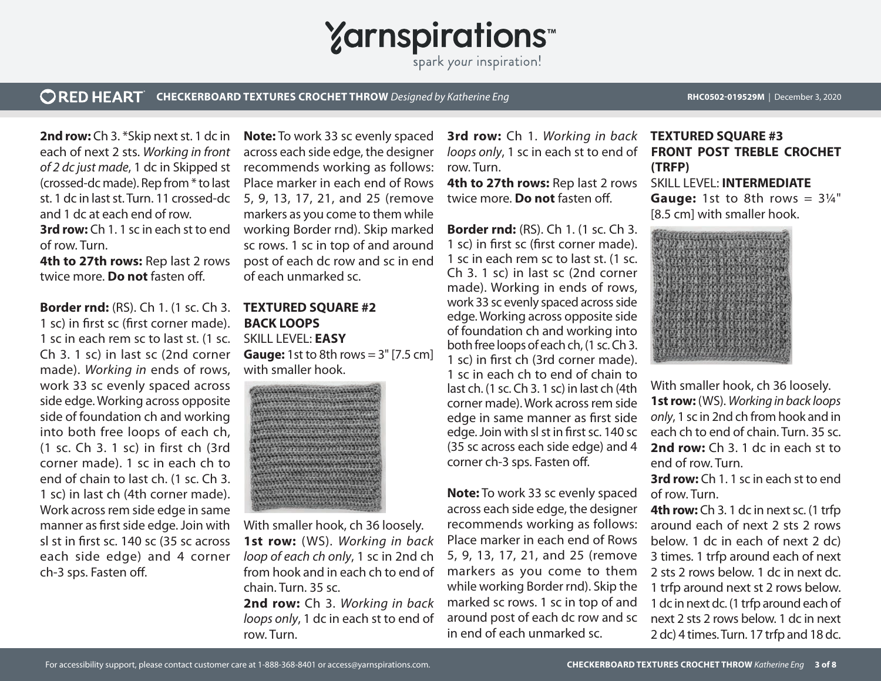**2nd row:** Ch 3. *Skip next st. 1 dc in each of next 2 sts. *Working in front of 2 dc just made*, 1 dc in Skipped st (crossed-dc made). Rep from * to last st. 1 dc in last st. Turn. 11 crossed-dc and 1 dc at each end of row.

**3rd row:** Ch 1. 1 sc in each st to end of row. Turn.

**4th to 27th rows:** Rep last 2 rows twice more. **Do not** fasten off.

**Border rnd:** (RS). Ch 1. (1 sc. Ch 3. 1 sc) in first sc (first corner made). 1 sc in each rem sc to last st. (1 sc. Ch 3. 1 sc) in last sc (2nd corner made). *Working in* ends of rows, work 33 sc evenly spaced across side edge. Working across opposite side of foundation ch and working into both free loops of each ch, (1 sc. Ch 3. 1 sc) in first ch (3rd corner made). 1 sc in each ch to end of chain to last ch. (1 sc. Ch 3. 1 sc) in last ch (4th corner made). Work across rem side edge in same manner as first side edge. Join with sl st in first sc. 140 sc (35 sc across each side edge) and 4 corner ch-3 sps. Fasten off.

**Note:** To work 33 sc evenly spaced across each side edge, the designer recommends working as follows: Place marker in each end of Rows 5, 9, 13, 17, 21, and 25 (remove markers as you come to them while working Border rnd). Skip marked sc rows. 1 sc in top of and around post of each dc row and sc in end of each unmarked sc.

**TEXTURED SQUARE #2**
**BACK LOOPS**

SKILL LEVEL: **EASY**

**Gauge:** 1st to 8th rows = 3" [7.5 cm] with smaller hook.

With smaller hook, ch 36 loosely.

**1st row:** (WS). *Working in back loop of each ch only*, 1 sc in 2nd ch from hook and in each ch to end of chain. Turn. 35 sc.

**2nd row:** Ch 3. *Working in back loops only*, 1 dc in each st to end of row. Turn.

**3rd row:** Ch 1. *Working in back loops only*, 1 sc in each st to end of row. Turn.

**4th to 27th rows:** Rep last 2 rows twice more. **Do not** fasten off.

**Border rnd:** (RS). Ch 1. (1 sc. Ch 3. 1 sc) in first sc (first corner made). 1 sc in each rem sc to last st. (1 sc. Ch 3. 1 sc) in last sc (2nd corner made). Working in ends of rows, work 33 sc evenly spaced across side edge. Working across opposite side of foundation ch and working into both free loops of each ch, (1 sc. Ch 3. 1 sc) in first ch (3rd corner made). 1 sc in each ch to end of chain to last ch. (1 sc. Ch 3. 1 sc) in last ch (4th corner made). Work across rem side edge in same manner as first side edge. Join with sl st in first sc. 140 sc (35 sc across each side edge) and 4 corner ch-3 sps. Fasten off.

**Note:** To work 33 sc evenly spaced across each side edge, the designer recommends working as follows: Place marker in each end of Rows 5, 9, 13, 17, 21, and 25 (remove markers as you come to them while working Border rnd). Skip the marked sc rows. 1 sc in top of and around post of each dc row and sc in end of each unmarked sc.

**TEXTURED SQUARE #3**
**FRONT POST TREBLE CROCHET (TRFP)**

SKILL LEVEL: **INTERMEDIATE**

**Gauge:** 1st to 8th rows = 3¼" [8.5 cm] with smaller hook.

With smaller hook, ch 36 loosely.

**1st row:** (WS). *Working in back loops only*, 1 sc in 2nd ch from hook and in each ch to end of chain. Turn. 35 sc.

**2nd row:** Ch 3. 1 dc in each st to end of row. Turn.

**3rd row:** Ch 1. 1 sc in each st to end of row. Turn.

**4th row:** Ch 3. 1 dc in next sc. (1 trfp around each of next 2 sts 2 rows below. 1 dc in each of next 2 dc) 3 times. 1 trfp around each of next 2 sts 2 rows below. 1 dc in next dc. 1 trfp around next st 2 rows below. 1 dc in next dc. (1 trfp around each of next 2 sts 2 rows below. 1 dc in next 2 dc) 4 times. Turn. 17 trfp and 18 dc.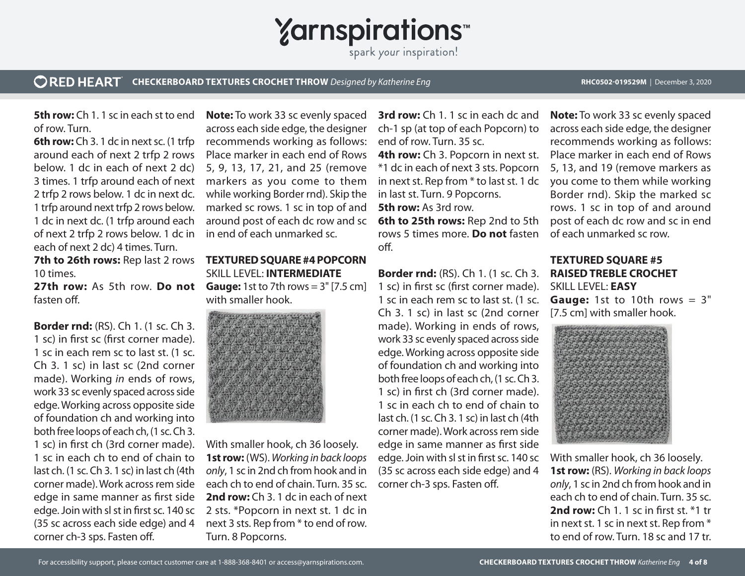**5th row:** Ch 1. 1 sc in each st to end of row. Turn.

**6th row:** Ch 3. 1 dc in next sc. (1 trfp around each of next 2 trfp 2 rows below. 1 dc in each of next 2 dc) 3 times. 1 trfp around each of next 2 trfp 2 rows below. 1 dc in next dc. 1 trfp around next trfp 2 rows below. 1 dc in next dc. (1 trfp around each of next 2 trfp 2 rows below. 1 dc in each of next 2 dc) 4 times. Turn.

**7th to 26th rows:** Rep last 2 rows 10 times.

**27th row:** As 5th row. **Do not** fasten off.

**Border rnd:** (RS). Ch 1. (1 sc. Ch 3. 1 sc) in first sc (first corner made). 1 sc in each rem sc to last st. (1 sc. Ch 3. 1 sc) in last sc (2nd corner made). Working *in* ends of rows, work 33 sc evenly spaced across side edge. Working across opposite side of foundation ch and working into both free loops of each ch, (1 sc. Ch 3. 1 sc) in first ch (3rd corner made). 1 sc in each ch to end of chain to last ch. (1 sc. Ch 3. 1 sc) in last ch (4th corner made). Work across rem side edge in same manner as first side edge. Join with sl st in first sc. 140 sc (35 sc across each side edge) and 4 corner ch-3 sps. Fasten off.

**Note:** To work 33 sc evenly spaced across each side edge, the designer recommends working as follows: Place marker in each end of Rows 5, 9, 13, 17, 21, and 25 (remove markers as you come to them while working Border rnd). Skip the marked sc rows. 1 sc in top of and around post of each dc row and sc in end of each unmarked sc.

## TEXTURED SQUARE #4 POPCORN

SKILL LEVEL: **INTERMEDIATE**

**Gauge:** 1st to 7th rows = 3" [7.5 cm] with smaller hook.

With smaller hook, ch 36 loosely.

**1st row:** (WS). *Working in back loops only*, 1 sc in 2nd ch from hook and in each ch to end of chain. Turn. 35 sc.

**2nd row:** Ch 3. 1 dc in each of next 2 sts. *Popcorn in next st. 1 dc in next 3 sts. Rep from * to end of row. Turn. 8 Popcorns.

**3rd row:** Ch 1. 1 sc in each dc and ch-1 sp (at top of each Popcorn) to end of row. Turn. 35 sc.

**4th row:** Ch 3. Popcorn in next st. *1 dc in each of next 3 sts. Popcorn in next st. Rep from * to last st. 1 dc in last st. Turn. 9 Popcorns.

**5th row:** As 3rd row.

**6th to 25th rows:** Rep 2nd to 5th rows 5 times more. **Do not** fasten off.

**Border rnd:** (RS). Ch 1. (1 sc. Ch 3. 1 sc) in first sc (first corner made). 1 sc in each rem sc to last st. (1 sc. Ch 3. 1 sc) in last sc (2nd corner made). Working in ends of rows, work 33 sc evenly spaced across side edge. Working across opposite side of foundation ch and working into both free loops of each ch, (1 sc. Ch 3. 1 sc) in first ch (3rd corner made). 1 sc in each ch to end of chain to last ch. (1 sc. Ch 3. 1 sc) in last ch (4th corner made). Work across rem side edge in same manner as first side edge. Join with sl st in first sc. 140 sc (35 sc across each side edge) and 4 corner ch-3 sps. Fasten off.

**Note:** To work 33 sc evenly spaced across each side edge, the designer recommends working as follows: Place marker in each end of Rows 5, 13, and 19 (remove markers as you come to them while working Border rnd). Skip the marked sc rows. 1 sc in top of and around post of each dc row and sc in end of each unmarked sc row.

## TEXTURED SQUARE #5 RAISED TREBLE CROCHET

SKILL LEVEL: **EASY**

**Gauge:** 1st to 10th rows = 3" [7.5 cm] with smaller hook.

With smaller hook, ch 36 loosely.

**1st row:** (RS). *Working in back loops only*, 1 sc in 2nd ch from hook and in each ch to end of chain. Turn. 35 sc.

**2nd row:** Ch 1. 1 sc in first st. *1 tr in next st. 1 sc in next st. Rep from * to end of row. Turn. 18 sc and 17 tr.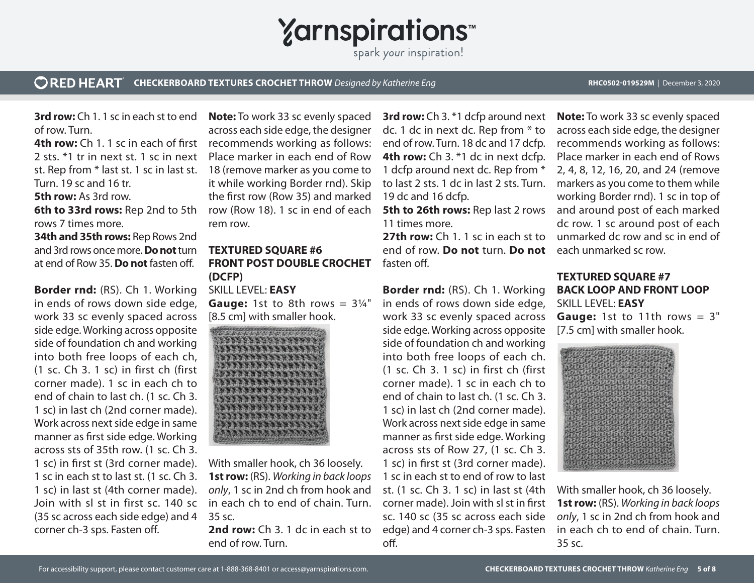**3rd row:** Ch 1. 1 sc in each st to end of row. Turn.

**4th row:** Ch 1. 1 sc in each of first 2 sts. *1 tr in next st. 1 sc in next st. Rep from * last st. 1 sc in last st. Turn. 19 sc and 16 tr.

**5th row:** As 3rd row.

**6th to 33rd rows:** Rep 2nd to 5th rows 7 times more.

**34th and 35th rows:** Rep Rows 2nd and 3rd rows once more. **Do not** turn at end of Row 35. **Do not** fasten off.

**Border rnd:** (RS). Ch 1. Working in ends of rows down side edge, work 33 sc evenly spaced across side edge. Working across opposite side of foundation ch and working into both free loops of each ch, (1 sc. Ch 3. 1 sc) in first ch (first corner made). 1 sc in each ch to end of chain to last ch. (1 sc. Ch 3. 1 sc) in last ch (2nd corner made). Work across next side edge in same manner as first side edge. Working across sts of 35th row. (1 sc. Ch 3. 1 sc) in first st (3rd corner made). 1 sc in each st to last st. (1 sc. Ch 3. 1 sc) in last st (4th corner made). Join with sl st in first sc. 140 sc (35 sc across each side edge) and 4 corner ch-3 sps. Fasten off.

**Note:** To work 33 sc evenly spaced across each side edge, the designer recommends working as follows: Place marker in each end of Row 18 (remove marker as you come to it while working Border rnd). Skip the first row (Row 35) and marked row (Row 18). 1 sc in end of each rem row.

## TEXTURED SQUARE #6 FRONT POST DOUBLE CROCHET (DCFP)

SKILL LEVEL: **EASY**

**Gauge:** 1st to 8th rows = 3¼" [8.5 cm] with smaller hook.

With smaller hook, ch 36 loosely.

**1st row:** (RS). *Working in back loops only*, 1 sc in 2nd ch from hook and in each ch to end of chain. Turn. 35 sc.

**2nd row:** Ch 3. 1 dc in each st to end of row. Turn.

**3rd row:** Ch 3. *1 dcfp around next dc. 1 dc in next dc. Rep from * to end of row. Turn. 18 dc and 17 dcfp.

**4th row:** Ch 3. *1 dc in next dcfp. 1 dcfp around next dc. Rep from * to last 2 sts. 1 dc in last 2 sts. Turn. 19 dc and 16 dcfp.

**5th to 26th rows:** Rep last 2 rows 11 times more.

**27th row:** Ch 1. 1 sc in each st to end of row. **Do not** turn. **Do not** fasten off.

**Border rnd:** (RS). Ch 1. Working in ends of rows down side edge, work 33 sc evenly spaced across side edge. Working across opposite side of foundation ch and working into both free loops of each ch. (1 sc. Ch 3. 1 sc) in first ch (first corner made). 1 sc in each ch to end of chain to last ch. (1 sc. Ch 3. 1 sc) in last ch (2nd corner made). Work across next side edge in same manner as first side edge. Working across sts of Row 27, (1 sc. Ch 3. 1 sc) in first st (3rd corner made). 1 sc in each st to end of row to last st. (1 sc. Ch 3. 1 sc) in last st (4th corner made). Join with sl st in first sc. 140 sc (35 sc across each side edge) and 4 corner ch-3 sps. Fasten off.

**Note:** To work 33 sc evenly spaced across each side edge, the designer recommends working as follows: Place marker in each end of Rows 2, 4, 8, 12, 16, 20, and 24 (remove markers as you come to them while working Border rnd). 1 sc in top of and around post of each marked dc row. 1 sc around post of each unmarked dc row and sc in end of each unmarked sc row.

## TEXTURED SQUARE #7 BACK LOOP AND FRONT LOOP

SKILL LEVEL: **EASY**

**Gauge:** 1st to 11th rows = 3" [7.5 cm] with smaller hook.

With smaller hook, ch 36 loosely.

**1st row:** (RS). *Working in back loops only*, 1 sc in 2nd ch from hook and in each ch to end of chain. Turn. 35 sc.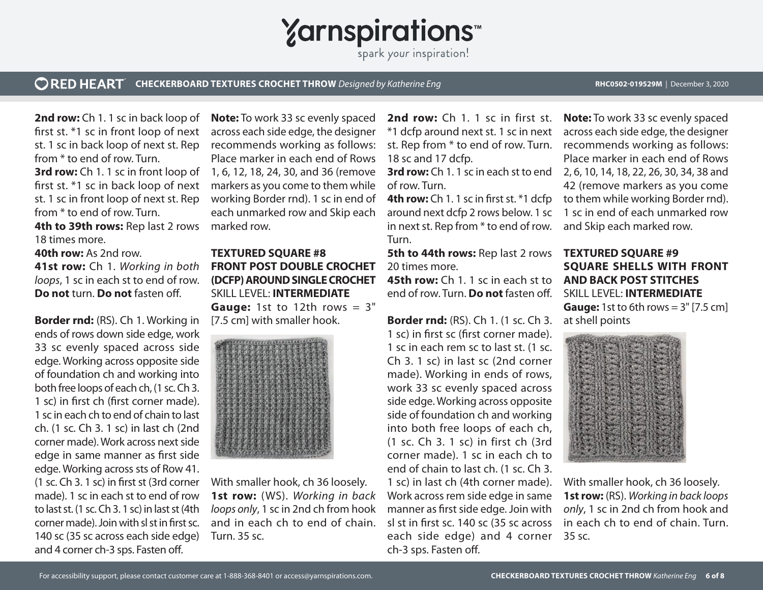**2nd row:** Ch 1. 1 sc in back loop of first st. *1 sc in front loop of next st. 1 sc in back loop of next st. Rep from * to end of row. Turn.
**3rd row:** Ch 1. 1 sc in front loop of first st. *1 sc in back loop of next st. 1 sc in front loop of next st. Rep from * to end of row. Turn.
**4th to 39th rows:** Rep last 2 rows 18 times more.
**40th row:** As 2nd row.
**41st row:** Ch 1. *Working in both loops*, 1 sc in each st to end of row. **Do not** turn. **Do not** fasten off.

**Border rnd:** (RS). Ch 1. Working in ends of rows down side edge, work 33 sc evenly spaced across side edge. Working across opposite side of foundation ch and working into both free loops of each ch, (1 sc. Ch 3. 1 sc) in first ch (first corner made). 1 sc in each ch to end of chain to last ch. (1 sc. Ch 3. 1 sc) in last ch (2nd corner made). Work across next side edge in same manner as first side edge. Working across sts of Row 41. (1 sc. Ch 3. 1 sc) in first st (3rd corner made). 1 sc in each st to end of row to last st. (1 sc. Ch 3. 1 sc) in last st (4th corner made). Join with sl st in first sc. 140 sc (35 sc across each side edge) and 4 corner ch-3 sps. Fasten off.

**Note:** To work 33 sc evenly spaced across each side edge, the designer recommends working as follows: Place marker in each end of Rows 1, 6, 12, 18, 24, 30, and 36 (remove markers as you come to them while working Border rnd). 1 sc in end of each unmarked row and Skip each marked row.

## TEXTURED SQUARE #8 FRONT POST DOUBLE CROCHET (DCFP) AROUND SINGLE CROCHET

SKILL LEVEL: **INTERMEDIATE**
**Gauge:** 1st to 12th rows = 3" [7.5 cm] with smaller hook.

With smaller hook, ch 36 loosely.
**1st row:** (WS). *Working in back loops only*, 1 sc in 2nd ch from hook and in each ch to end of chain. Turn. 35 sc.
**2nd row:** Ch 1. 1 sc in first st. *1 dcfp around next st. 1 sc in next st. Rep from * to end of row. Turn. 18 sc and 17 dcfp.
**3rd row:** Ch 1. 1 sc in each st to end of row. Turn.
**4th row:** Ch 1. 1 sc in first st. *1 dcfp around next dcfp 2 rows below. 1 sc in next st. Rep from * to end of row. Turn.
**5th to 44th rows:** Rep last 2 rows 20 times more.
**45th row:** Ch 1. 1 sc in each st to end of row. Turn. **Do not** fasten off.

**Border rnd:** (RS). Ch 1. (1 sc. Ch 3. 1 sc) in first sc (first corner made). 1 sc in each rem sc to last st. (1 sc. Ch 3. 1 sc) in last sc (2nd corner made). Working in ends of rows, work 33 sc evenly spaced across side edge. Working across opposite side of foundation ch and working into both free loops of each ch, (1 sc. Ch 3. 1 sc) in first ch (3rd corner made). 1 sc in each ch to end of chain to last ch. (1 sc. Ch 3. 1 sc) in last ch (4th corner made). Work across rem side edge in same manner as first side edge. Join with sl st in first sc. 140 sc (35 sc across each side edge) and 4 corner ch-3 sps. Fasten off.

**Note:** To work 33 sc evenly spaced across each side edge, the designer recommends working as follows: Place marker in each end of Rows 2, 6, 10, 14, 18, 22, 26, 30, 34, 38 and 42 (remove markers as you come to them while working Border rnd). 1 sc in end of each unmarked row and Skip each marked row.

## TEXTURED SQUARE #9 SQUARE SHELLS WITH FRONT AND BACK POST STITCHES

SKILL LEVEL: **INTERMEDIATE**
**Gauge:** 1st to 6th rows = 3" [7.5 cm] at shell points

With smaller hook, ch 36 loosely.
**1st row:** (RS). *Working in back loops only*, 1 sc in 2nd ch from hook and in each ch to end of chain. Turn. 35 sc.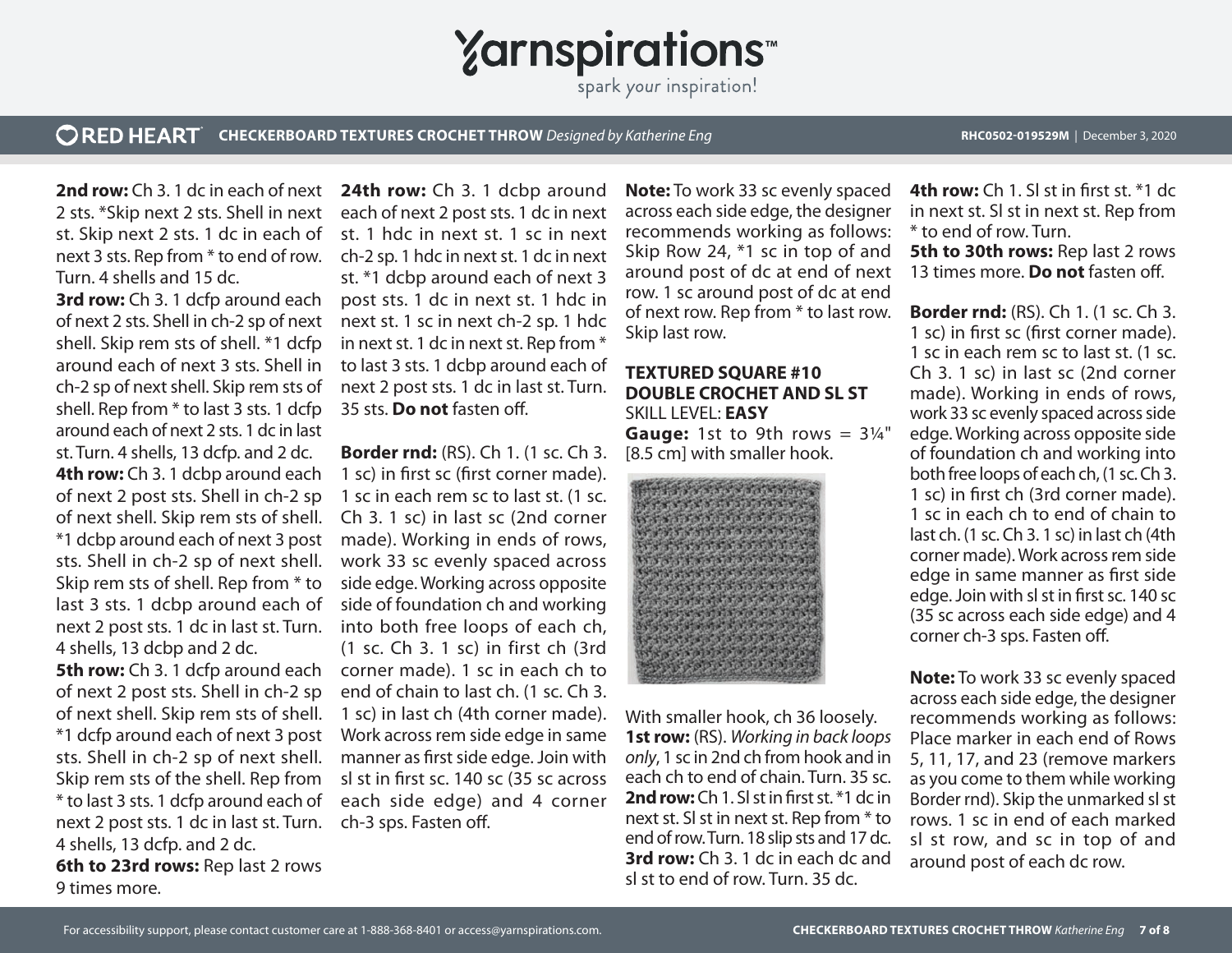**2nd row:** Ch 3. 1 dc in each of next 2 sts. *Skip next 2 sts. Shell in next st. Skip next 2 sts. 1 dc in each of next 3 sts. Rep from * to end of row. Turn. 4 shells and 15 dc.

**3rd row:** Ch 3. 1 dcfp around each of next 2 sts. Shell in ch-2 sp of next shell. Skip rem sts of shell. *1 dcfp around each of next 3 sts. Shell in ch-2 sp of next shell. Skip rem sts of shell. Rep from * to last 3 sts. 1 dcfp around each of next 2 sts. 1 dc in last st. Turn. 4 shells, 13 dcfp. and 2 dc.

**4th row:** Ch 3. 1 dcbp around each of next 2 post sts. Shell in ch-2 sp of next shell. Skip rem sts of shell. *1 dcbp around each of next 3 post sts. Shell in ch-2 sp of next shell. Skip rem sts of shell. Rep from * to last 3 sts. 1 dcbp around each of next 2 post sts. 1 dc in last st. Turn. 4 shells, 13 dcbp and 2 dc.

**5th row:** Ch 3. 1 dcfp around each of next 2 post sts. Shell in ch-2 sp of next shell. Skip rem sts of shell. *1 dcfp around each of next 3 post sts. Shell in ch-2 sp of next shell. Skip rem sts of the shell. Rep from * to last 3 sts. 1 dcfp around each of next 2 post sts. 1 dc in last st. Turn. 4 shells, 13 dcfp. and 2 dc.

**6th to 23rd rows:** Rep last 2 rows 9 times more.

**24th row:** Ch 3. 1 dcbp around each of next 2 post sts. 1 dc in next st. 1 hdc in next st. 1 sc in next ch-2 sp. 1 hdc in next st. 1 dc in next st. *1 dcbp around each of next 3 post sts. 1 dc in next st. 1 hdc in next st. 1 sc in next ch-2 sp. 1 hdc in next st. 1 dc in next st. Rep from * to last 3 sts. 1 dcbp around each of next 2 post sts. 1 dc in last st. Turn. 35 sts. **Do not** fasten off.

**Border rnd:** (RS). Ch 1. (1 sc. Ch 3. 1 sc) in first sc (first corner made). 1 sc in each rem sc to last st. (1 sc. Ch 3. 1 sc) in last sc (2nd corner made). Working in ends of rows, work 33 sc evenly spaced across side edge. Working across opposite side of foundation ch and working into both free loops of each ch, (1 sc. Ch 3. 1 sc) in first ch (3rd corner made). 1 sc in each ch to end of chain to last ch. (1 sc. Ch 3. 1 sc) in last ch (4th corner made). Work across rem side edge in same manner as first side edge. Join with sl st in first sc. 140 sc (35 sc across each side edge) and 4 corner ch-3 sps. Fasten off.

**Note:** To work 33 sc evenly spaced across each side edge, the designer recommends working as follows: Skip Row 24, *1 sc in top of and around post of dc at end of next row. 1 sc around post of dc at end of next row. Rep from * to last row. Skip last row.

## TEXTURED SQUARE #10 DOUBLE CROCHET AND SL ST

SKILL LEVEL: **EASY**

**Gauge:** 1st to 9th rows = 3¼" [8.5 cm] with smaller hook.

With smaller hook, ch 36 loosely.

**1st row:** (RS). *Working in back loops only*, 1 sc in 2nd ch from hook and in each ch to end of chain. Turn. 35 sc.

**2nd row:** Ch 1. Sl st in first st. *1 dc in next st. Sl st in next st. Rep from * to end of row. Turn. 18 slip sts and 17 dc.

**3rd row:** Ch 3. 1 dc in each dc and sl st to end of row. Turn. 35 dc.

**4th row:** Ch 1. Sl st in first st. *1 dc in next st. Sl st in next st. Rep from * to end of row. Turn.

**5th to 30th rows:** Rep last 2 rows 13 times more. **Do not** fasten off.

**Border rnd:** (RS). Ch 1. (1 sc. Ch 3. 1 sc) in first sc (first corner made). 1 sc in each rem sc to last st. (1 sc. Ch 3. 1 sc) in last sc (2nd corner made). Working in ends of rows, work 33 sc evenly spaced across side edge. Working across opposite side of foundation ch and working into both free loops of each ch, (1 sc. Ch 3. 1 sc) in first ch (3rd corner made). 1 sc in each ch to end of chain to last ch. (1 sc. Ch 3. 1 sc) in last ch (4th corner made). Work across rem side edge in same manner as first side edge. Join with sl st in first sc. 140 sc (35 sc across each side edge) and 4 corner ch-3 sps. Fasten off.

**Note:** To work 33 sc evenly spaced across each side edge, the designer recommends working as follows: Place marker in each end of Rows 5, 11, 17, and 23 (remove markers as you come to them while working Border rnd). Skip the unmarked sl st rows. 1 sc in end of each marked sl st row, and sc in top of and around post of each dc row.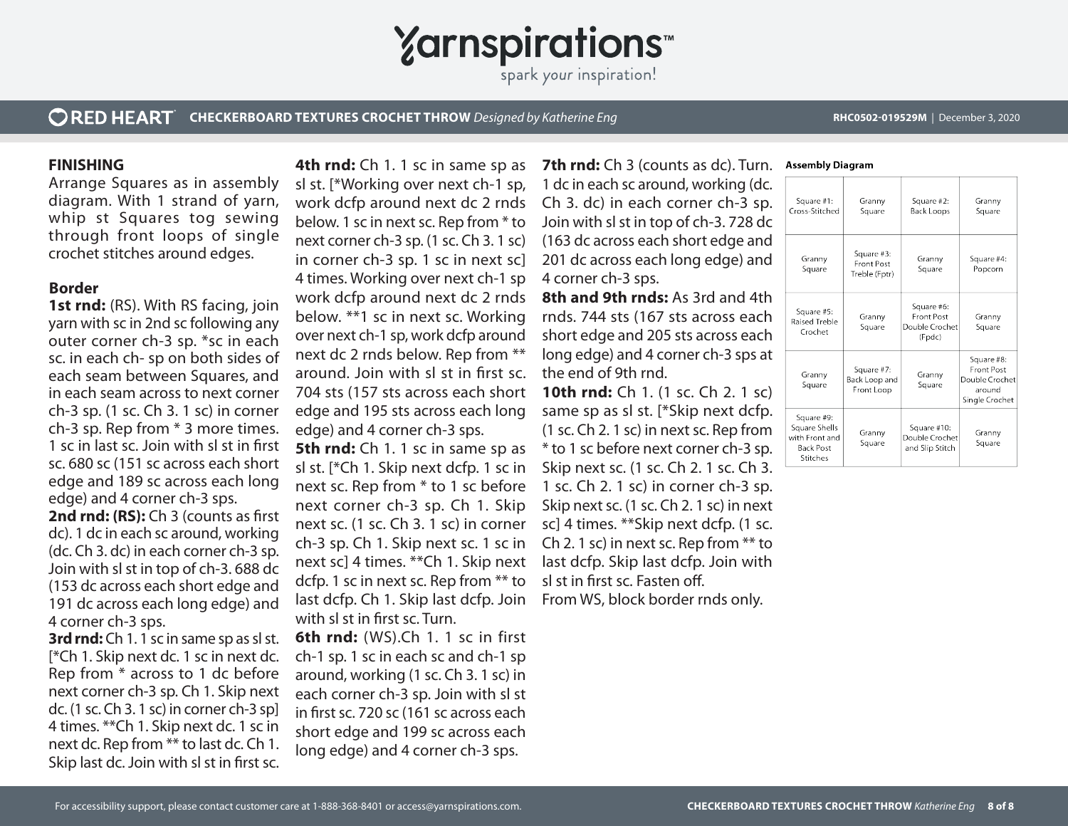## FINISHING

Arrange Squares as in assembly diagram. With 1 strand of yarn, whip st Squares tog sewing through front loops of single crochet stitches around edges.

### Border

**1st rnd:** (RS). With RS facing, join yarn with sc in 2nd sc following any outer corner ch-3 sp. *sc in each sc. in each ch- sp on both sides of each seam between Squares, and in each seam across to next corner ch-3 sp. (1 sc. Ch 3. 1 sc) in corner ch-3 sp. Rep from * 3 more times. 1 sc in last sc. Join with sl st in first sc. 680 sc (151 sc across each short edge and 189 sc across each long edge) and 4 corner ch-3 sps.

**2nd rnd: (RS):** Ch 3 (counts as first dc). 1 dc in each sc around, working (dc. Ch 3. dc) in each corner ch-3 sp. Join with sl st in top of ch-3. 688 dc (153 dc across each short edge and 191 dc across each long edge) and 4 corner ch-3 sps.

**3rd rnd:** Ch 1. 1 sc in same sp as sl st. [*Ch 1. Skip next dc. 1 sc in next dc. Rep from * across to 1 dc before next corner ch-3 sp. Ch 1. Skip next dc. (1 sc. Ch 3. 1 sc) in corner ch-3 sp] 4 times. **Ch 1. Skip next dc. 1 sc in next dc. Rep from ** to last dc. Ch 1. Skip last dc. Join with sl st in first sc.

**4th rnd:** Ch 1. 1 sc in same sp as sl st. [*Working over next ch-1 sp, work dcfp around next dc 2 rnds below. 1 sc in next sc. Rep from * to next corner ch-3 sp. (1 sc. Ch 3. 1 sc) in corner ch-3 sp. 1 sc in next sc] 4 times. Working over next ch-1 sp work dcfp around next dc 2 rnds below. **1 sc in next sc. Working over next ch-1 sp, work dcfp around next dc 2 rnds below. Rep from ** around. Join with sl st in first sc. 704 sts (157 sts across each short edge and 195 sts across each long edge) and 4 corner ch-3 sps.

**5th rnd:** Ch 1. 1 sc in same sp as sl st. [*Ch 1. Skip next dcfp. 1 sc in next sc. Rep from * to 1 sc before next corner ch-3 sp. Ch 1. Skip next sc. (1 sc. Ch 3. 1 sc) in corner ch-3 sp. Ch 1. Skip next sc. 1 sc in next sc] 4 times. **Ch 1. Skip next dcfp. 1 sc in next sc. Rep from ** to last dcfp. Ch 1. Skip last dcfp. Join with sl st in first sc. Turn.

**6th rnd:** (WS).Ch 1. 1 sc in first ch-1 sp. 1 sc in each sc and ch-1 sp around, working (1 sc. Ch 3. 1 sc) in each corner ch-3 sp. Join with sl st in first sc. 720 sc (161 sc across each short edge and 199 sc across each long edge) and 4 corner ch-3 sps.

**7th rnd:** Ch 3 (counts as dc). Turn. 1 dc in each sc around, working (dc. Ch 3. dc) in each corner ch-3 sp. Join with sl st in top of ch-3. 728 dc (163 dc across each short edge and 201 dc across each long edge) and 4 corner ch-3 sps.

**8th and 9th rnds:** As 3rd and 4th rnds. 744 sts (167 sts across each short edge and 205 sts across each long edge) and 4 corner ch-3 sps at the end of 9th rnd.

**10th rnd:** Ch 1. (1 sc. Ch 2. 1 sc) same sp as sl st. [*Skip next dcfp. (1 sc. Ch 2. 1 sc) in next sc. Rep from * to 1 sc before next corner ch-3 sp. Skip next sc. (1 sc. Ch 2. 1 sc. Ch 3. 1 sc. Ch 2. 1 sc) in corner ch-3 sp. Skip next sc. (1 sc. Ch 2. 1 sc) in next sc] 4 times. **Skip next dcfp. (1 sc. Ch 2. 1 sc) in next sc. Rep from ** to last dcfp. Skip last dcfp. Join with sl st in first sc. Fasten off.

From WS, block border rnds only.

**Assembly Diagram**

| | | | |
|---|---|---|---|
| Square #1: Cross-Stitched | Granny Square | Square #2: Back Loops | Granny Square |
| Granny Square | Square #3: Front Post Treble (Fptr) | Granny Square | Square #4: Popcorn |
| Square #5: Raised Treble Crochet | Granny Square | Square #6: Front Post Double Crochet (Fpdc) | Granny Square |
| Granny Square | Square #7: Back Loop and Front Loop | Granny Square | Square #8: Front Post Double Crochet around Single Crochet |
| Square #9: Square Shells with Front and Back Post Stitches | Granny Square | Square #10: Double Crochet and Slip Stitch | Granny Square |

For accessibility support, please contact customer care at 1-888-368-8401 or access@yarnspirations.com.